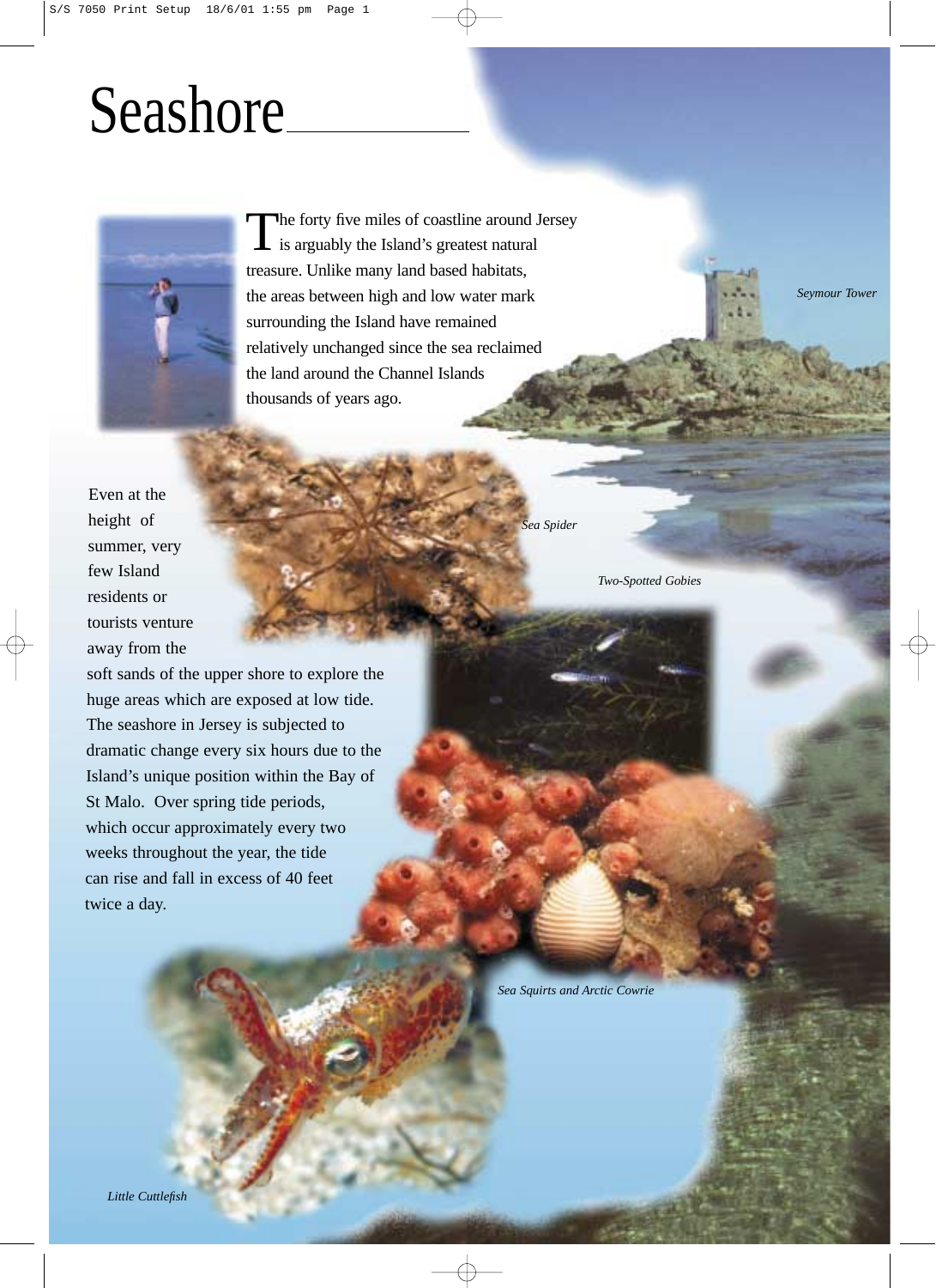# Seashore

The forty five miles of coastline around Jersey is arguably the Island's greatest natural treasure. Unlike many land based habitats, the areas between high and low water mark surrounding the Island have remained relatively unchanged since the sea reclaimed the land around the Channel Islands thousands of years ago.

Even at the height of summer, very few Island residents or tourists venture away from the soft sands of the upper shore to explore the huge areas which are exposed at low tide. The seashore in Jersey is subjected to dramatic change every six hours due to the Island's unique position within the Bay of St Malo. Over spring tide periods, which occur approximately every two weeks throughout the year, the tide can rise and fall in excess of 40 feet twice a day.

*Seymour Tower*

*Sea Spider*

*Two-Spotted Gobies*

*Sea Squirts and Arctic Cowrie*

*Little Cuttlefish*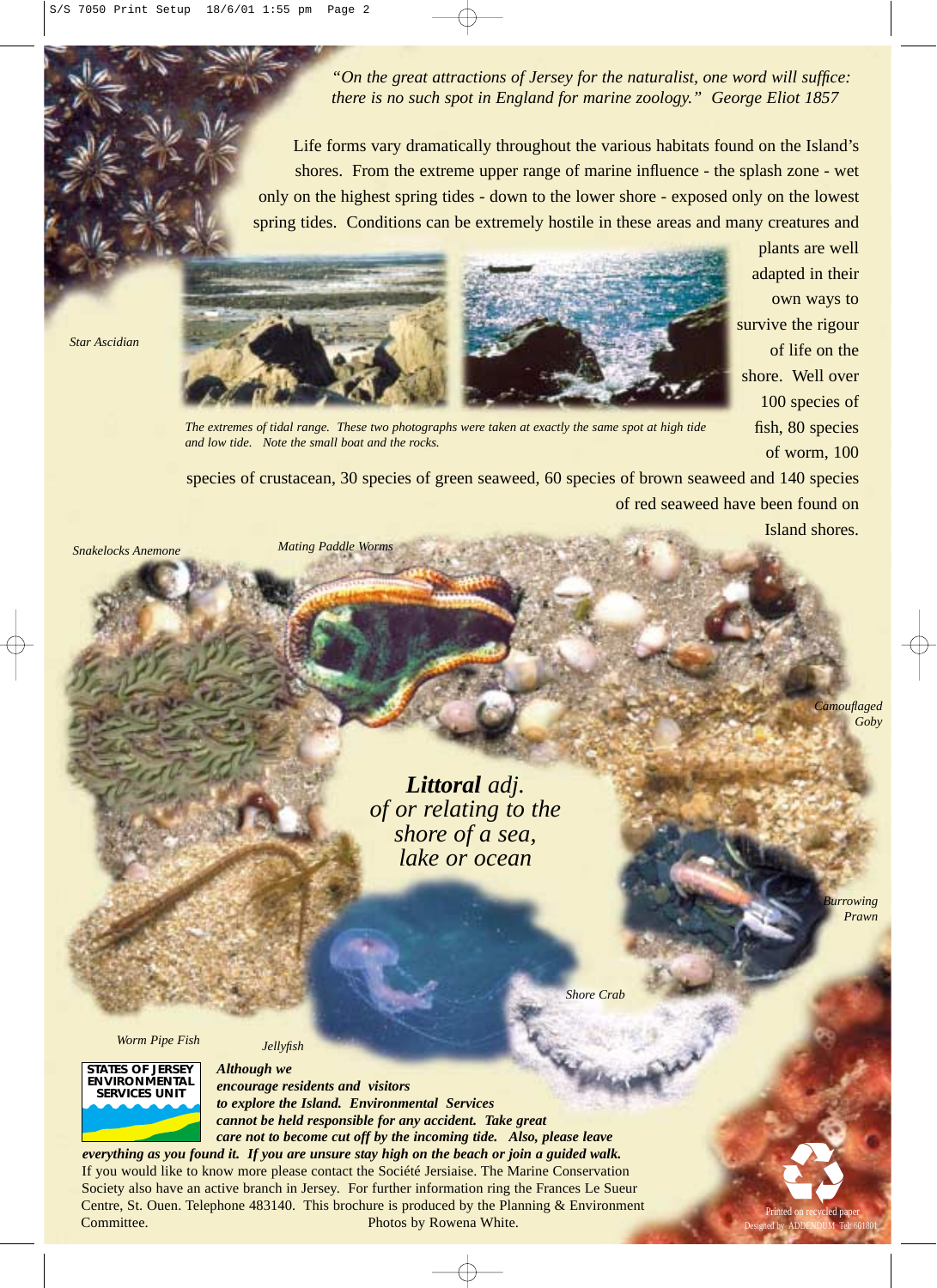*"On the great attractions of Jersey for the naturalist, one word will suffice: there is no such spot in England for marine zoology." George Eliot 1857*

Life forms vary dramatically throughout the various habitats found on the Island's shores. From the extreme upper range of marine influence - the splash zone - wet only on the highest spring tides - down to the lower shore - exposed only on the lowest spring tides. Conditions can be extremely hostile in these areas and many creatures and plants are well adapted in their own ways to survive the rigour of life on the shore. Well over 100 species of fish, 80 species of worm, 100 species of crustacean, 30 species of green seaweed, 60 species of brown seaweed and 140 species of red seaweed have been found on Island shores.

*Star Ascidian*

*The extremes of tidal range. These two photographs were taken at exactly the same spot at high tide and low tide. Note the small boat and the rocks.*

*Snakelocks Anemone*

*Mating Paddle Worms*

*Camouflaged Goby*

***Littoral** adj.*
*of or relating to the shore of a sea, lake or ocean*

*Burrowing Prawn*

*Shore Crab*

*Worm Pipe Fish*

*Jellyfish*

**STATES OF JERSEY ENVIRONMENTAL SERVICES UNIT**

***Although we encourage residents and visitors to explore the Island. Environmental Services cannot be held responsible for any accident. Take great care not to become cut off by the incoming tide. Also, please leave everything as you found it. If you are unsure stay high on the beach or join a guided walk.***

If you would like to know more please contact the Société Jersiaise. The Marine Conservation Society also have an active branch in Jersey. For further information ring the Frances Le Sueur Centre, St. Ouen. Telephone 483140. This brochure is produced by the Planning & Environment Committee.

Photos by Rowena White.

Printed on recycled paper
Designed by ADDENDUM Tel: 601801